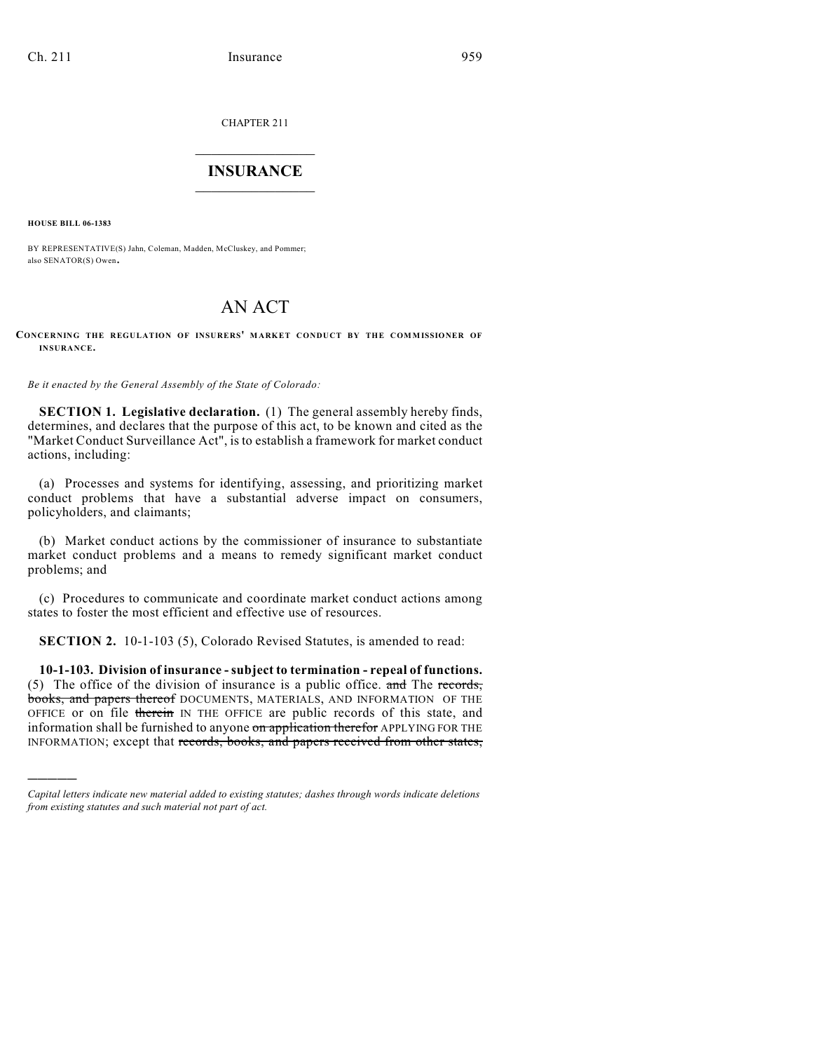CHAPTER 211

# INSURANCE

**HOUSE BILL 06-1383**

BY REPRESENTATIVE(S) Jahn, Coleman, Madden, McCluskey, and Pommer; also SENATOR(S) Owen.

# AN ACT

**CONCERNING THE REGULATION OF INSURERS' MARKET CONDUCT BY THE COMMISSIONER OF INSURANCE.**

*Be it enacted by the General Assembly of the State of Colorado:*

**SECTION 1. Legislative declaration.** (1) The general assembly hereby finds, determines, and declares that the purpose of this act, to be known and cited as the "Market Conduct Surveillance Act", is to establish a framework for market conduct actions, including:

(a) Processes and systems for identifying, assessing, and prioritizing market conduct problems that have a substantial adverse impact on consumers, policyholders, and claimants;

(b) Market conduct actions by the commissioner of insurance to substantiate market conduct problems and a means to remedy significant market conduct problems; and

(c) Procedures to communicate and coordinate market conduct actions among states to foster the most efficient and effective use of resources.

**SECTION 2.** 10-1-103 (5), Colorado Revised Statutes, is amended to read:

**10-1-103. Division of insurance - subject to termination - repeal of functions.** (5) The office of the division of insurance is a public office. ~~and~~ The ~~records, books, and papers thereof~~ DOCUMENTS, MATERIALS, AND INFORMATION OF THE OFFICE or on file ~~therein~~ IN THE OFFICE are public records of this state, and information shall be furnished to anyone ~~on application therefor~~ APPLYING FOR THE INFORMATION; except that ~~records, books, and papers received from other states,~~

*Capital letters indicate new material added to existing statutes; dashes through words indicate deletions from existing statutes and such material not part of act.*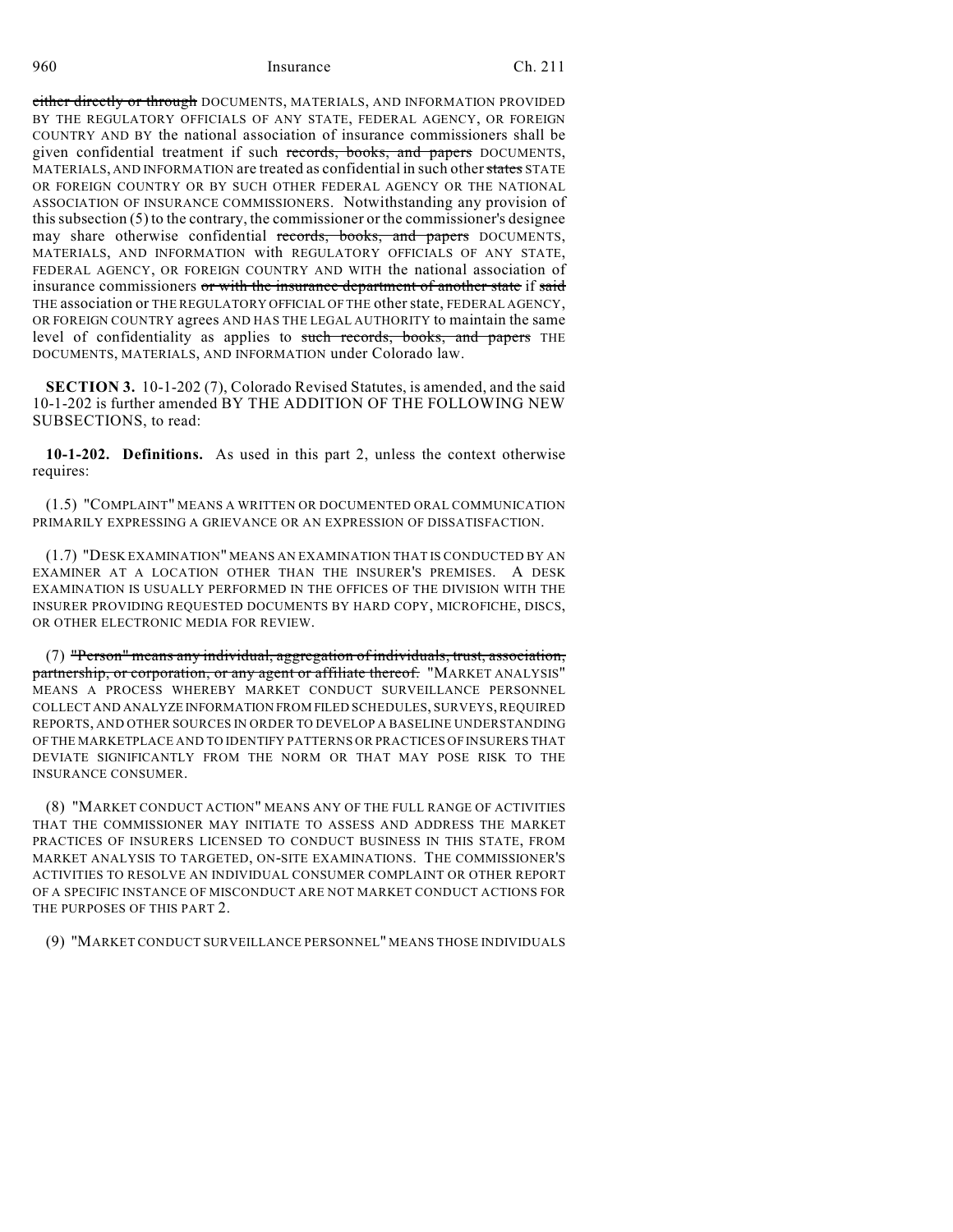either directly or through DOCUMENTS, MATERIALS, AND INFORMATION PROVIDED BY THE REGULATORY OFFICIALS OF ANY STATE, FEDERAL AGENCY, OR FOREIGN COUNTRY AND BY the national association of insurance commissioners shall be given confidential treatment if such records, books, and papers DOCUMENTS, MATERIALS, AND INFORMATION are treated as confidential in such other states STATE OR FOREIGN COUNTRY OR BY SUCH OTHER FEDERAL AGENCY OR THE NATIONAL ASSOCIATION OF INSURANCE COMMISSIONERS. Notwithstanding any provision of this subsection (5) to the contrary, the commissioner or the commissioner's designee may share otherwise confidential records, books, and papers DOCUMENTS, MATERIALS, AND INFORMATION with REGULATORY OFFICIALS OF ANY STATE, FEDERAL AGENCY, OR FOREIGN COUNTRY AND WITH the national association of insurance commissioners or with the insurance department of another state if said THE association or THE REGULATORY OFFICIAL OF THE other state, FEDERAL AGENCY, OR FOREIGN COUNTRY agrees AND HAS THE LEGAL AUTHORITY to maintain the same level of confidentiality as applies to such records, books, and papers THE DOCUMENTS, MATERIALS, AND INFORMATION under Colorado law.

**SECTION 3.** 10-1-202 (7), Colorado Revised Statutes, is amended, and the said 10-1-202 is further amended BY THE ADDITION OF THE FOLLOWING NEW SUBSECTIONS, to read:

**10-1-202. Definitions.** As used in this part 2, unless the context otherwise requires:

(1.5) "COMPLAINT" MEANS A WRITTEN OR DOCUMENTED ORAL COMMUNICATION PRIMARILY EXPRESSING A GRIEVANCE OR AN EXPRESSION OF DISSATISFACTION.

(1.7) "DESK EXAMINATION" MEANS AN EXAMINATION THAT IS CONDUCTED BY AN EXAMINER AT A LOCATION OTHER THAN THE INSURER'S PREMISES. A DESK EXAMINATION IS USUALLY PERFORMED IN THE OFFICES OF THE DIVISION WITH THE INSURER PROVIDING REQUESTED DOCUMENTS BY HARD COPY, MICROFICHE, DISCS, OR OTHER ELECTRONIC MEDIA FOR REVIEW.

(7) "Person" means any individual, aggregation of individuals, trust, association, partnership, or corporation, or any agent or affiliate thereof. "MARKET ANALYSIS" MEANS A PROCESS WHEREBY MARKET CONDUCT SURVEILLANCE PERSONNEL COLLECT AND ANALYZE INFORMATION FROM FILED SCHEDULES, SURVEYS, REQUIRED REPORTS, AND OTHER SOURCES IN ORDER TO DEVELOP A BASELINE UNDERSTANDING OF THE MARKETPLACE AND TO IDENTIFY PATTERNS OR PRACTICES OF INSURERS THAT DEVIATE SIGNIFICANTLY FROM THE NORM OR THAT MAY POSE RISK TO THE INSURANCE CONSUMER.

(8) "MARKET CONDUCT ACTION" MEANS ANY OF THE FULL RANGE OF ACTIVITIES THAT THE COMMISSIONER MAY INITIATE TO ASSESS AND ADDRESS THE MARKET PRACTICES OF INSURERS LICENSED TO CONDUCT BUSINESS IN THIS STATE, FROM MARKET ANALYSIS TO TARGETED, ON-SITE EXAMINATIONS. THE COMMISSIONER'S ACTIVITIES TO RESOLVE AN INDIVIDUAL CONSUMER COMPLAINT OR OTHER REPORT OF A SPECIFIC INSTANCE OF MISCONDUCT ARE NOT MARKET CONDUCT ACTIONS FOR THE PURPOSES OF THIS PART 2.

(9) "MARKET CONDUCT SURVEILLANCE PERSONNEL" MEANS THOSE INDIVIDUALS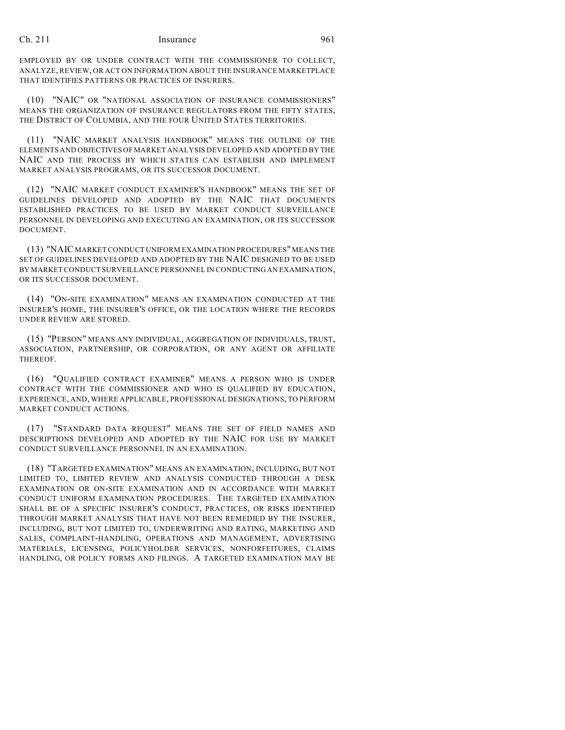EMPLOYED BY OR UNDER CONTRACT WITH THE COMMISSIONER TO COLLECT, ANALYZE, REVIEW, OR ACT ON INFORMATION ABOUT THE INSURANCE MARKETPLACE THAT IDENTIFIES PATTERNS OR PRACTICES OF INSURERS.

(10) "NAIC" OR "NATIONAL ASSOCIATION OF INSURANCE COMMISSIONERS" MEANS THE ORGANIZATION OF INSURANCE REGULATORS FROM THE FIFTY STATES, THE DISTRICT OF COLUMBIA, AND THE FOUR UNITED STATES TERRITORIES.

(11) "NAIC MARKET ANALYSIS HANDBOOK" MEANS THE OUTLINE OF THE ELEMENTS AND OBJECTIVES OF MARKET ANALYSIS DEVELOPED AND ADOPTED BY THE NAIC AND THE PROCESS BY WHICH STATES CAN ESTABLISH AND IMPLEMENT MARKET ANALYSIS PROGRAMS, OR ITS SUCCESSOR DOCUMENT.

(12) "NAIC MARKET CONDUCT EXAMINER'S HANDBOOK" MEANS THE SET OF GUIDELINES DEVELOPED AND ADOPTED BY THE NAIC THAT DOCUMENTS ESTABLISHED PRACTICES TO BE USED BY MARKET CONDUCT SURVEILLANCE PERSONNEL IN DEVELOPING AND EXECUTING AN EXAMINATION, OR ITS SUCCESSOR DOCUMENT.

(13) "NAIC MARKET CONDUCT UNIFORM EXAMINATION PROCEDURES" MEANS THE SET OF GUIDELINES DEVELOPED AND ADOPTED BY THE NAIC DESIGNED TO BE USED BY MARKET CONDUCT SURVEILLANCE PERSONNEL IN CONDUCTING AN EXAMINATION, OR ITS SUCCESSOR DOCUMENT.

(14) "ON-SITE EXAMINATION" MEANS AN EXAMINATION CONDUCTED AT THE INSURER'S HOME, THE INSURER'S OFFICE, OR THE LOCATION WHERE THE RECORDS UNDER REVIEW ARE STORED.

(15) "PERSON" MEANS ANY INDIVIDUAL, AGGREGATION OF INDIVIDUALS, TRUST, ASSOCIATION, PARTNERSHIP, OR CORPORATION, OR ANY AGENT OR AFFILIATE THEREOF.

(16) "QUALIFIED CONTRACT EXAMINER" MEANS A PERSON WHO IS UNDER CONTRACT WITH THE COMMISSIONER AND WHO IS QUALIFIED BY EDUCATION, EXPERIENCE, AND, WHERE APPLICABLE, PROFESSIONAL DESIGNATIONS, TO PERFORM MARKET CONDUCT ACTIONS.

(17) "STANDARD DATA REQUEST" MEANS THE SET OF FIELD NAMES AND DESCRIPTIONS DEVELOPED AND ADOPTED BY THE NAIC FOR USE BY MARKET CONDUCT SURVEILLANCE PERSONNEL IN AN EXAMINATION.

(18) "TARGETED EXAMINATION" MEANS AN EXAMINATION, INCLUDING, BUT NOT LIMITED TO, LIMITED REVIEW AND ANALYSIS CONDUCTED THROUGH A DESK EXAMINATION OR ON-SITE EXAMINATION AND IN ACCORDANCE WITH MARKET CONDUCT UNIFORM EXAMINATION PROCEDURES. THE TARGETED EXAMINATION SHALL BE OF A SPECIFIC INSURER'S CONDUCT, PRACTICES, OR RISKS IDENTIFIED THROUGH MARKET ANALYSIS THAT HAVE NOT BEEN REMEDIED BY THE INSURER, INCLUDING, BUT NOT LIMITED TO, UNDERWRITING AND RATING, MARKETING AND SALES, COMPLAINT-HANDLING, OPERATIONS AND MANAGEMENT, ADVERTISING MATERIALS, LICENSING, POLICYHOLDER SERVICES, NONFORFEITURES, CLAIMS HANDLING, OR POLICY FORMS AND FILINGS. A TARGETED EXAMINATION MAY BE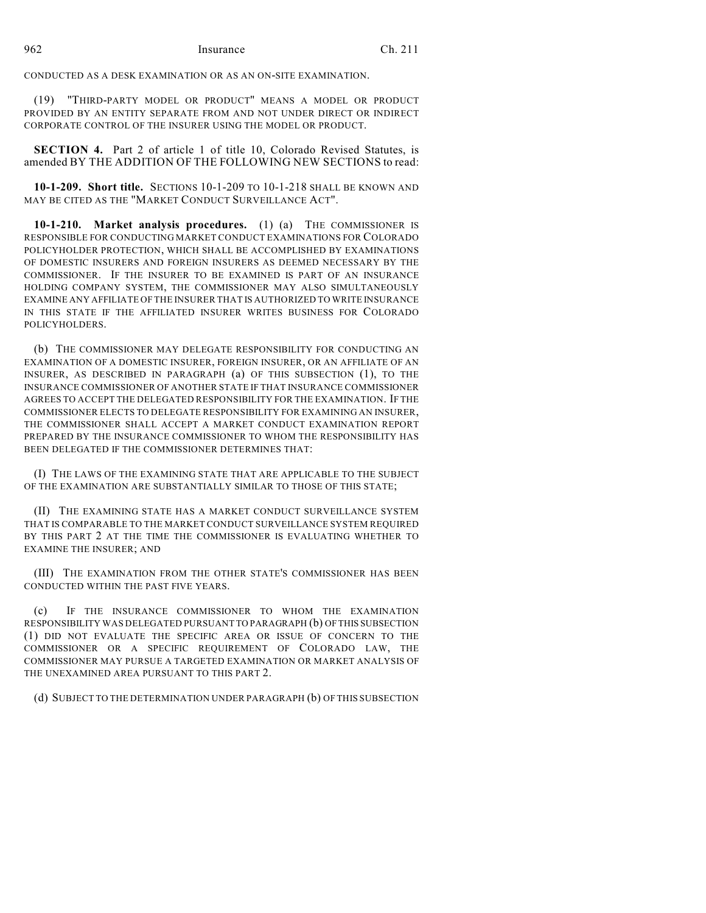CONDUCTED AS A DESK EXAMINATION OR AS AN ON-SITE EXAMINATION.

(19) "THIRD-PARTY MODEL OR PRODUCT" MEANS A MODEL OR PRODUCT PROVIDED BY AN ENTITY SEPARATE FROM AND NOT UNDER DIRECT OR INDIRECT CORPORATE CONTROL OF THE INSURER USING THE MODEL OR PRODUCT.

**SECTION 4.** Part 2 of article 1 of title 10, Colorado Revised Statutes, is amended BY THE ADDITION OF THE FOLLOWING NEW SECTIONS to read:

**10-1-209. Short title.** SECTIONS 10-1-209 TO 10-1-218 SHALL BE KNOWN AND MAY BE CITED AS THE "MARKET CONDUCT SURVEILLANCE ACT".

**10-1-210. Market analysis procedures.** (1) (a) THE COMMISSIONER IS RESPONSIBLE FOR CONDUCTING MARKET CONDUCT EXAMINATIONS FOR COLORADO POLICYHOLDER PROTECTION, WHICH SHALL BE ACCOMPLISHED BY EXAMINATIONS OF DOMESTIC INSURERS AND FOREIGN INSURERS AS DEEMED NECESSARY BY THE COMMISSIONER. IF THE INSURER TO BE EXAMINED IS PART OF AN INSURANCE HOLDING COMPANY SYSTEM, THE COMMISSIONER MAY ALSO SIMULTANEOUSLY EXAMINE ANY AFFILIATE OF THE INSURER THAT IS AUTHORIZED TO WRITE INSURANCE IN THIS STATE IF THE AFFILIATED INSURER WRITES BUSINESS FOR COLORADO POLICYHOLDERS.

(b) THE COMMISSIONER MAY DELEGATE RESPONSIBILITY FOR CONDUCTING AN EXAMINATION OF A DOMESTIC INSURER, FOREIGN INSURER, OR AN AFFILIATE OF AN INSURER, AS DESCRIBED IN PARAGRAPH (a) OF THIS SUBSECTION (1), TO THE INSURANCE COMMISSIONER OF ANOTHER STATE IF THAT INSURANCE COMMISSIONER AGREES TO ACCEPT THE DELEGATED RESPONSIBILITY FOR THE EXAMINATION. IF THE COMMISSIONER ELECTS TO DELEGATE RESPONSIBILITY FOR EXAMINING AN INSURER, THE COMMISSIONER SHALL ACCEPT A MARKET CONDUCT EXAMINATION REPORT PREPARED BY THE INSURANCE COMMISSIONER TO WHOM THE RESPONSIBILITY HAS BEEN DELEGATED IF THE COMMISSIONER DETERMINES THAT:

(I) THE LAWS OF THE EXAMINING STATE THAT ARE APPLICABLE TO THE SUBJECT OF THE EXAMINATION ARE SUBSTANTIALLY SIMILAR TO THOSE OF THIS STATE;

(II) THE EXAMINING STATE HAS A MARKET CONDUCT SURVEILLANCE SYSTEM THAT IS COMPARABLE TO THE MARKET CONDUCT SURVEILLANCE SYSTEM REQUIRED BY THIS PART 2 AT THE TIME THE COMMISSIONER IS EVALUATING WHETHER TO EXAMINE THE INSURER; AND

(III) THE EXAMINATION FROM THE OTHER STATE'S COMMISSIONER HAS BEEN CONDUCTED WITHIN THE PAST FIVE YEARS.

(c) IF THE INSURANCE COMMISSIONER TO WHOM THE EXAMINATION RESPONSIBILITY WAS DELEGATED PURSUANT TO PARAGRAPH (b) OF THIS SUBSECTION (1) DID NOT EVALUATE THE SPECIFIC AREA OR ISSUE OF CONCERN TO THE COMMISSIONER OR A SPECIFIC REQUIREMENT OF COLORADO LAW, THE COMMISSIONER MAY PURSUE A TARGETED EXAMINATION OR MARKET ANALYSIS OF THE UNEXAMINED AREA PURSUANT TO THIS PART 2.

(d) SUBJECT TO THE DETERMINATION UNDER PARAGRAPH (b) OF THIS SUBSECTION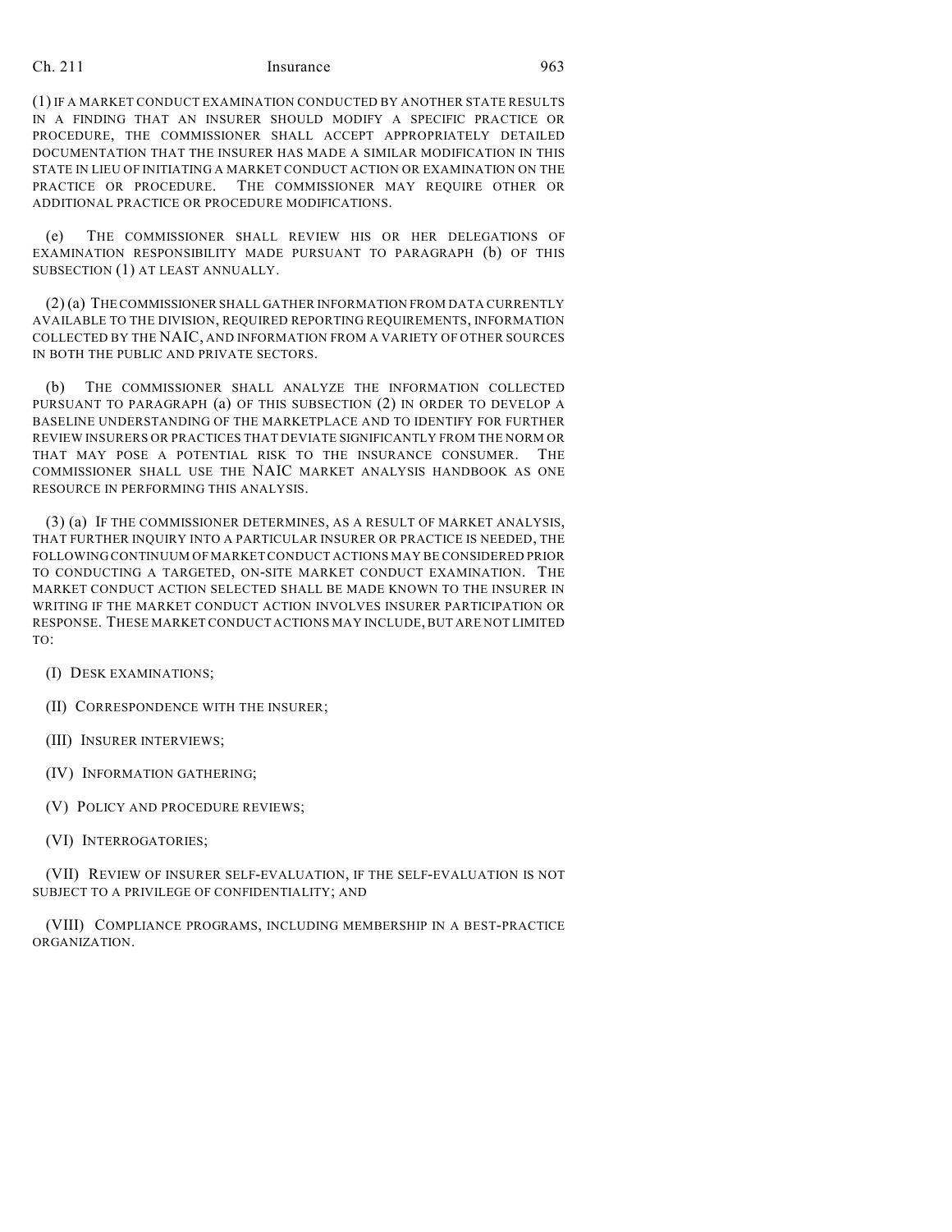(I) IF A MARKET CONDUCT EXAMINATION CONDUCTED BY ANOTHER STATE RESULTS IN A FINDING THAT AN INSURER SHOULD MODIFY A SPECIFIC PRACTICE OR PROCEDURE, THE COMMISSIONER SHALL ACCEPT APPROPRIATELY DETAILED DOCUMENTATION THAT THE INSURER HAS MADE A SIMILAR MODIFICATION IN THIS STATE IN LIEU OF INITIATING A MARKET CONDUCT ACTION OR EXAMINATION ON THE PRACTICE OR PROCEDURE. THE COMMISSIONER MAY REQUIRE OTHER OR ADDITIONAL PRACTICE OR PROCEDURE MODIFICATIONS.

(e) THE COMMISSIONER SHALL REVIEW HIS OR HER DELEGATIONS OF EXAMINATION RESPONSIBILITY MADE PURSUANT TO PARAGRAPH (b) OF THIS SUBSECTION (1) AT LEAST ANNUALLY.

(2) (a) THE COMMISSIONER SHALL GATHER INFORMATION FROM DATA CURRENTLY AVAILABLE TO THE DIVISION, REQUIRED REPORTING REQUIREMENTS, INFORMATION COLLECTED BY THE NAIC, AND INFORMATION FROM A VARIETY OF OTHER SOURCES IN BOTH THE PUBLIC AND PRIVATE SECTORS.

(b) THE COMMISSIONER SHALL ANALYZE THE INFORMATION COLLECTED PURSUANT TO PARAGRAPH (a) OF THIS SUBSECTION (2) IN ORDER TO DEVELOP A BASELINE UNDERSTANDING OF THE MARKETPLACE AND TO IDENTIFY FOR FURTHER REVIEW INSURERS OR PRACTICES THAT DEVIATE SIGNIFICANTLY FROM THE NORM OR THAT MAY POSE A POTENTIAL RISK TO THE INSURANCE CONSUMER. THE COMMISSIONER SHALL USE THE NAIC MARKET ANALYSIS HANDBOOK AS ONE RESOURCE IN PERFORMING THIS ANALYSIS.

(3) (a) IF THE COMMISSIONER DETERMINES, AS A RESULT OF MARKET ANALYSIS, THAT FURTHER INQUIRY INTO A PARTICULAR INSURER OR PRACTICE IS NEEDED, THE FOLLOWING CONTINUUM OF MARKET CONDUCT ACTIONS MAY BE CONSIDERED PRIOR TO CONDUCTING A TARGETED, ON-SITE MARKET CONDUCT EXAMINATION. THE MARKET CONDUCT ACTION SELECTED SHALL BE MADE KNOWN TO THE INSURER IN WRITING IF THE MARKET CONDUCT ACTION INVOLVES INSURER PARTICIPATION OR RESPONSE. THESE MARKET CONDUCT ACTIONS MAY INCLUDE, BUT ARE NOT LIMITED TO:

(I) DESK EXAMINATIONS;

(II) CORRESPONDENCE WITH THE INSURER;

(III) INSURER INTERVIEWS;

(IV) INFORMATION GATHERING;

(V) POLICY AND PROCEDURE REVIEWS;

(VI) INTERROGATORIES;

(VII) REVIEW OF INSURER SELF-EVALUATION, IF THE SELF-EVALUATION IS NOT SUBJECT TO A PRIVILEGE OF CONFIDENTIALITY; AND

(VIII) COMPLIANCE PROGRAMS, INCLUDING MEMBERSHIP IN A BEST-PRACTICE ORGANIZATION.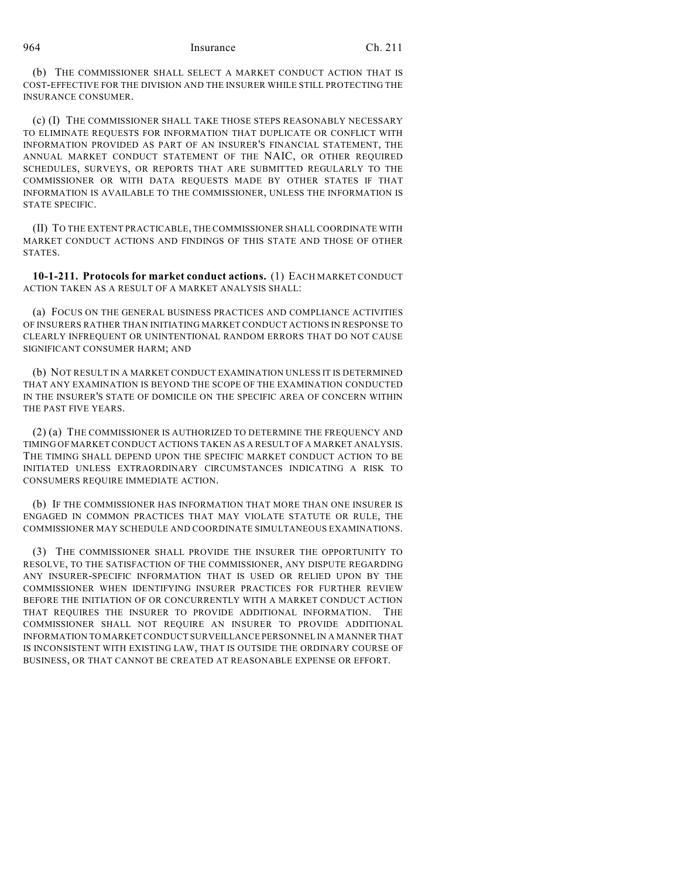(b) THE COMMISSIONER SHALL SELECT A MARKET CONDUCT ACTION THAT IS COST-EFFECTIVE FOR THE DIVISION AND THE INSURER WHILE STILL PROTECTING THE INSURANCE CONSUMER.

(c) (I) THE COMMISSIONER SHALL TAKE THOSE STEPS REASONABLY NECESSARY TO ELIMINATE REQUESTS FOR INFORMATION THAT DUPLICATE OR CONFLICT WITH INFORMATION PROVIDED AS PART OF AN INSURER'S FINANCIAL STATEMENT, THE ANNUAL MARKET CONDUCT STATEMENT OF THE NAIC, OR OTHER REQUIRED SCHEDULES, SURVEYS, OR REPORTS THAT ARE SUBMITTED REGULARLY TO THE COMMISSIONER OR WITH DATA REQUESTS MADE BY OTHER STATES IF THAT INFORMATION IS AVAILABLE TO THE COMMISSIONER, UNLESS THE INFORMATION IS STATE SPECIFIC.

(II) TO THE EXTENT PRACTICABLE, THE COMMISSIONER SHALL COORDINATE WITH MARKET CONDUCT ACTIONS AND FINDINGS OF THIS STATE AND THOSE OF OTHER STATES.

**10-1-211. Protocols for market conduct actions.** (1) EACH MARKET CONDUCT ACTION TAKEN AS A RESULT OF A MARKET ANALYSIS SHALL:

(a) FOCUS ON THE GENERAL BUSINESS PRACTICES AND COMPLIANCE ACTIVITIES OF INSURERS RATHER THAN INITIATING MARKET CONDUCT ACTIONS IN RESPONSE TO CLEARLY INFREQUENT OR UNINTENTIONAL RANDOM ERRORS THAT DO NOT CAUSE SIGNIFICANT CONSUMER HARM; AND

(b) NOT RESULT IN A MARKET CONDUCT EXAMINATION UNLESS IT IS DETERMINED THAT ANY EXAMINATION IS BEYOND THE SCOPE OF THE EXAMINATION CONDUCTED IN THE INSURER'S STATE OF DOMICILE ON THE SPECIFIC AREA OF CONCERN WITHIN THE PAST FIVE YEARS.

(2) (a) THE COMMISSIONER IS AUTHORIZED TO DETERMINE THE FREQUENCY AND TIMING OF MARKET CONDUCT ACTIONS TAKEN AS A RESULT OF A MARKET ANALYSIS. THE TIMING SHALL DEPEND UPON THE SPECIFIC MARKET CONDUCT ACTION TO BE INITIATED UNLESS EXTRAORDINARY CIRCUMSTANCES INDICATING A RISK TO CONSUMERS REQUIRE IMMEDIATE ACTION.

(b) IF THE COMMISSIONER HAS INFORMATION THAT MORE THAN ONE INSURER IS ENGAGED IN COMMON PRACTICES THAT MAY VIOLATE STATUTE OR RULE, THE COMMISSIONER MAY SCHEDULE AND COORDINATE SIMULTANEOUS EXAMINATIONS.

(3) THE COMMISSIONER SHALL PROVIDE THE INSURER THE OPPORTUNITY TO RESOLVE, TO THE SATISFACTION OF THE COMMISSIONER, ANY DISPUTE REGARDING ANY INSURER-SPECIFIC INFORMATION THAT IS USED OR RELIED UPON BY THE COMMISSIONER WHEN IDENTIFYING INSURER PRACTICES FOR FURTHER REVIEW BEFORE THE INITIATION OF OR CONCURRENTLY WITH A MARKET CONDUCT ACTION THAT REQUIRES THE INSURER TO PROVIDE ADDITIONAL INFORMATION. THE COMMISSIONER SHALL NOT REQUIRE AN INSURER TO PROVIDE ADDITIONAL INFORMATION TO MARKET CONDUCT SURVEILLANCE PERSONNEL IN A MANNER THAT IS INCONSISTENT WITH EXISTING LAW, THAT IS OUTSIDE THE ORDINARY COURSE OF BUSINESS, OR THAT CANNOT BE CREATED AT REASONABLE EXPENSE OR EFFORT.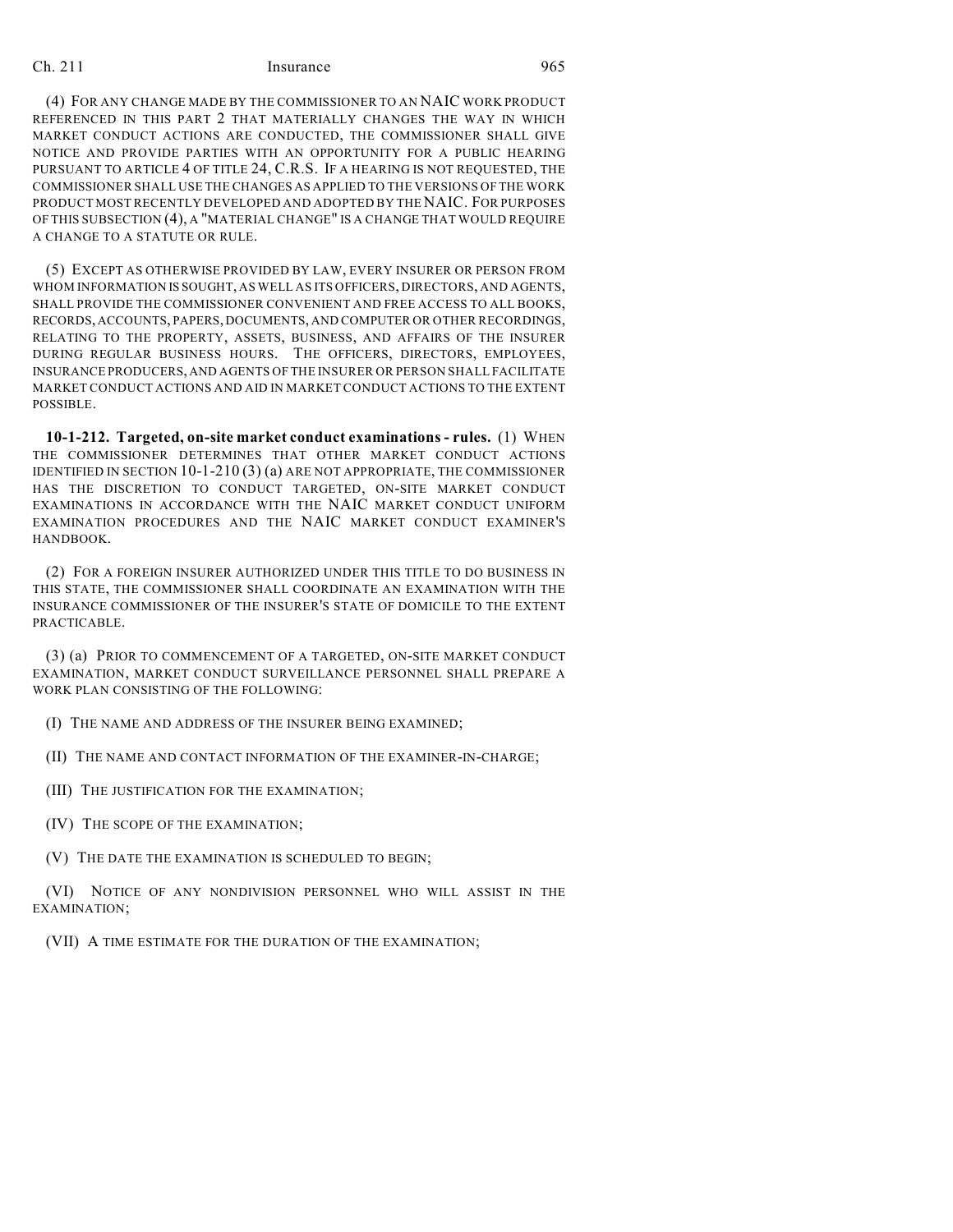(4) FOR ANY CHANGE MADE BY THE COMMISSIONER TO AN NAIC WORK PRODUCT REFERENCED IN THIS PART 2 THAT MATERIALLY CHANGES THE WAY IN WHICH MARKET CONDUCT ACTIONS ARE CONDUCTED, THE COMMISSIONER SHALL GIVE NOTICE AND PROVIDE PARTIES WITH AN OPPORTUNITY FOR A PUBLIC HEARING PURSUANT TO ARTICLE 4 OF TITLE 24, C.R.S. IF A HEARING IS NOT REQUESTED, THE COMMISSIONER SHALL USE THE CHANGES AS APPLIED TO THE VERSIONS OF THE WORK PRODUCT MOST RECENTLY DEVELOPED AND ADOPTED BY THE NAIC. FOR PURPOSES OF THIS SUBSECTION (4), A "MATERIAL CHANGE" IS A CHANGE THAT WOULD REQUIRE A CHANGE TO A STATUTE OR RULE.

(5) EXCEPT AS OTHERWISE PROVIDED BY LAW, EVERY INSURER OR PERSON FROM WHOM INFORMATION IS SOUGHT, AS WELL AS ITS OFFICERS, DIRECTORS, AND AGENTS, SHALL PROVIDE THE COMMISSIONER CONVENIENT AND FREE ACCESS TO ALL BOOKS, RECORDS, ACCOUNTS, PAPERS, DOCUMENTS, AND COMPUTER OR OTHER RECORDINGS, RELATING TO THE PROPERTY, ASSETS, BUSINESS, AND AFFAIRS OF THE INSURER DURING REGULAR BUSINESS HOURS. THE OFFICERS, DIRECTORS, EMPLOYEES, INSURANCE PRODUCERS, AND AGENTS OF THE INSURER OR PERSON SHALL FACILITATE MARKET CONDUCT ACTIONS AND AID IN MARKET CONDUCT ACTIONS TO THE EXTENT POSSIBLE.

**10-1-212. Targeted, on-site market conduct examinations - rules.** (1) WHEN THE COMMISSIONER DETERMINES THAT OTHER MARKET CONDUCT ACTIONS IDENTIFIED IN SECTION 10-1-210 (3) (a) ARE NOT APPROPRIATE, THE COMMISSIONER HAS THE DISCRETION TO CONDUCT TARGETED, ON-SITE MARKET CONDUCT EXAMINATIONS IN ACCORDANCE WITH THE NAIC MARKET CONDUCT UNIFORM EXAMINATION PROCEDURES AND THE NAIC MARKET CONDUCT EXAMINER'S HANDBOOK.

(2) FOR A FOREIGN INSURER AUTHORIZED UNDER THIS TITLE TO DO BUSINESS IN THIS STATE, THE COMMISSIONER SHALL COORDINATE AN EXAMINATION WITH THE INSURANCE COMMISSIONER OF THE INSURER'S STATE OF DOMICILE TO THE EXTENT PRACTICABLE.

(3) (a) PRIOR TO COMMENCEMENT OF A TARGETED, ON-SITE MARKET CONDUCT EXAMINATION, MARKET CONDUCT SURVEILLANCE PERSONNEL SHALL PREPARE A WORK PLAN CONSISTING OF THE FOLLOWING:

(I) THE NAME AND ADDRESS OF THE INSURER BEING EXAMINED;

(II) THE NAME AND CONTACT INFORMATION OF THE EXAMINER-IN-CHARGE;

(III) THE JUSTIFICATION FOR THE EXAMINATION;

(IV) THE SCOPE OF THE EXAMINATION;

(V) THE DATE THE EXAMINATION IS SCHEDULED TO BEGIN;

(VI) NOTICE OF ANY NONDIVISION PERSONNEL WHO WILL ASSIST IN THE EXAMINATION;

(VII) A TIME ESTIMATE FOR THE DURATION OF THE EXAMINATION;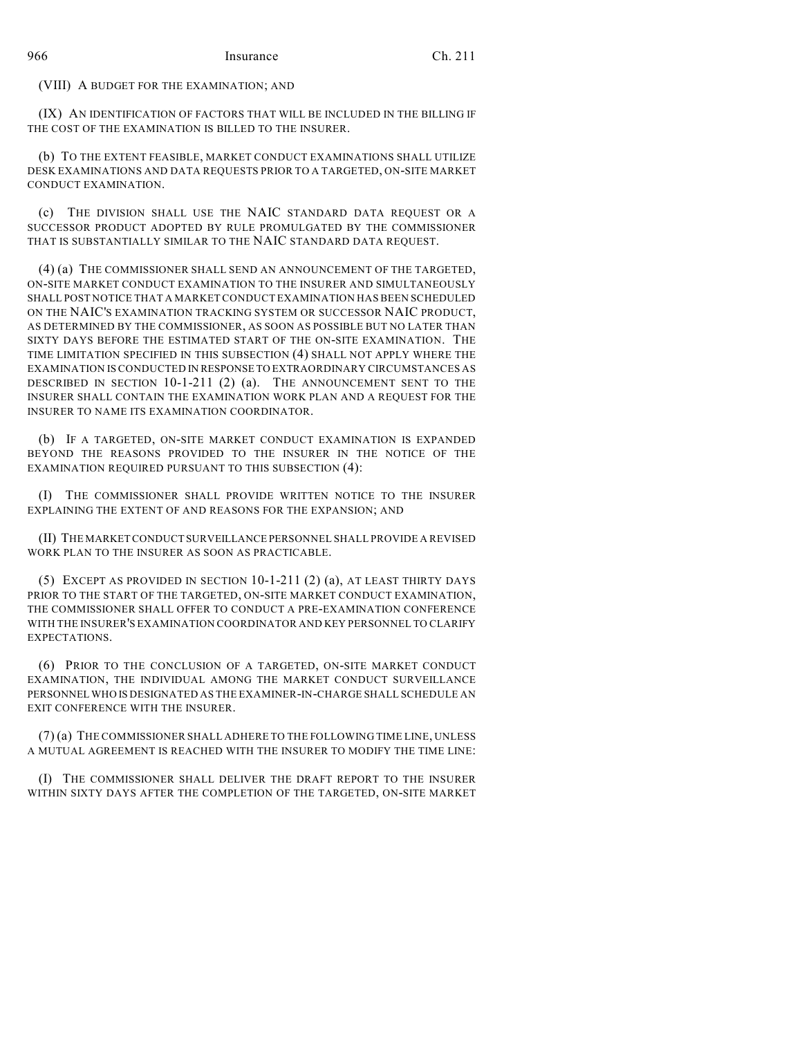(VIII) A BUDGET FOR THE EXAMINATION; AND

(IX) AN IDENTIFICATION OF FACTORS THAT WILL BE INCLUDED IN THE BILLING IF THE COST OF THE EXAMINATION IS BILLED TO THE INSURER.

(b) TO THE EXTENT FEASIBLE, MARKET CONDUCT EXAMINATIONS SHALL UTILIZE DESK EXAMINATIONS AND DATA REQUESTS PRIOR TO A TARGETED, ON-SITE MARKET CONDUCT EXAMINATION.

(c) THE DIVISION SHALL USE THE NAIC STANDARD DATA REQUEST OR A SUCCESSOR PRODUCT ADOPTED BY RULE PROMULGATED BY THE COMMISSIONER THAT IS SUBSTANTIALLY SIMILAR TO THE NAIC STANDARD DATA REQUEST.

(4) (a) THE COMMISSIONER SHALL SEND AN ANNOUNCEMENT OF THE TARGETED, ON-SITE MARKET CONDUCT EXAMINATION TO THE INSURER AND SIMULTANEOUSLY SHALL POST NOTICE THAT A MARKET CONDUCT EXAMINATION HAS BEEN SCHEDULED ON THE NAIC'S EXAMINATION TRACKING SYSTEM OR SUCCESSOR NAIC PRODUCT, AS DETERMINED BY THE COMMISSIONER, AS SOON AS POSSIBLE BUT NO LATER THAN SIXTY DAYS BEFORE THE ESTIMATED START OF THE ON-SITE EXAMINATION. THE TIME LIMITATION SPECIFIED IN THIS SUBSECTION (4) SHALL NOT APPLY WHERE THE EXAMINATION IS CONDUCTED IN RESPONSE TO EXTRAORDINARY CIRCUMSTANCES AS DESCRIBED IN SECTION 10-1-211 (2) (a). THE ANNOUNCEMENT SENT TO THE INSURER SHALL CONTAIN THE EXAMINATION WORK PLAN AND A REQUEST FOR THE INSURER TO NAME ITS EXAMINATION COORDINATOR.

(b) IF A TARGETED, ON-SITE MARKET CONDUCT EXAMINATION IS EXPANDED BEYOND THE REASONS PROVIDED TO THE INSURER IN THE NOTICE OF THE EXAMINATION REQUIRED PURSUANT TO THIS SUBSECTION (4):

(I) THE COMMISSIONER SHALL PROVIDE WRITTEN NOTICE TO THE INSURER EXPLAINING THE EXTENT OF AND REASONS FOR THE EXPANSION; AND

(II) THE MARKET CONDUCT SURVEILLANCE PERSONNEL SHALL PROVIDE A REVISED WORK PLAN TO THE INSURER AS SOON AS PRACTICABLE.

(5) EXCEPT AS PROVIDED IN SECTION 10-1-211 (2) (a), AT LEAST THIRTY DAYS PRIOR TO THE START OF THE TARGETED, ON-SITE MARKET CONDUCT EXAMINATION, THE COMMISSIONER SHALL OFFER TO CONDUCT A PRE-EXAMINATION CONFERENCE WITH THE INSURER'S EXAMINATION COORDINATOR AND KEY PERSONNEL TO CLARIFY EXPECTATIONS.

(6) PRIOR TO THE CONCLUSION OF A TARGETED, ON-SITE MARKET CONDUCT EXAMINATION, THE INDIVIDUAL AMONG THE MARKET CONDUCT SURVEILLANCE PERSONNEL WHO IS DESIGNATED AS THE EXAMINER-IN-CHARGE SHALL SCHEDULE AN EXIT CONFERENCE WITH THE INSURER.

(7) (a) THE COMMISSIONER SHALL ADHERE TO THE FOLLOWING TIME LINE, UNLESS A MUTUAL AGREEMENT IS REACHED WITH THE INSURER TO MODIFY THE TIME LINE:

(I) THE COMMISSIONER SHALL DELIVER THE DRAFT REPORT TO THE INSURER WITHIN SIXTY DAYS AFTER THE COMPLETION OF THE TARGETED, ON-SITE MARKET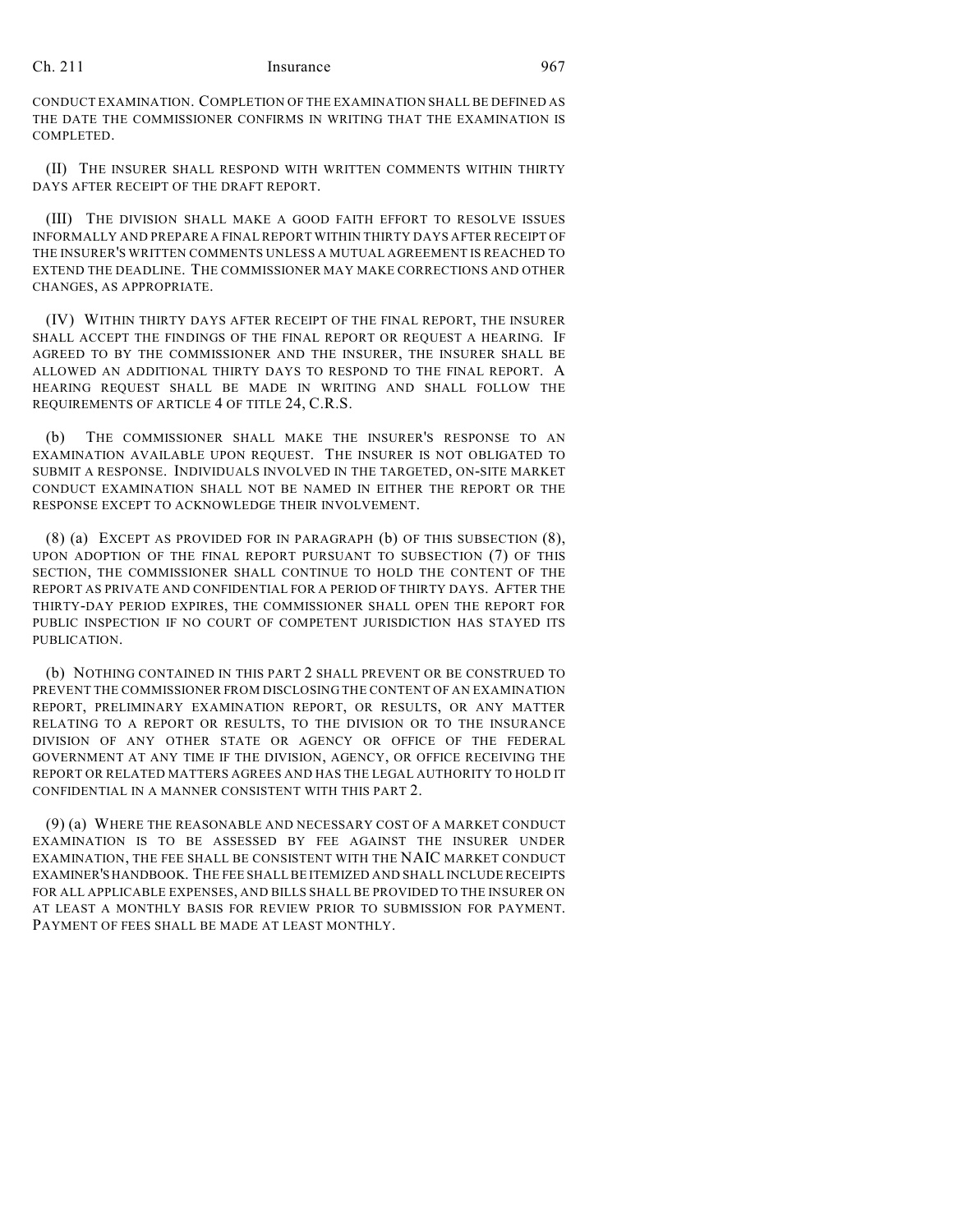CONDUCT EXAMINATION. COMPLETION OF THE EXAMINATION SHALL BE DEFINED AS THE DATE THE COMMISSIONER CONFIRMS IN WRITING THAT THE EXAMINATION IS COMPLETED.

(II) THE INSURER SHALL RESPOND WITH WRITTEN COMMENTS WITHIN THIRTY DAYS AFTER RECEIPT OF THE DRAFT REPORT.

(III) THE DIVISION SHALL MAKE A GOOD FAITH EFFORT TO RESOLVE ISSUES INFORMALLY AND PREPARE A FINAL REPORT WITHIN THIRTY DAYS AFTER RECEIPT OF THE INSURER'S WRITTEN COMMENTS UNLESS A MUTUAL AGREEMENT IS REACHED TO EXTEND THE DEADLINE. THE COMMISSIONER MAY MAKE CORRECTIONS AND OTHER CHANGES, AS APPROPRIATE.

(IV) WITHIN THIRTY DAYS AFTER RECEIPT OF THE FINAL REPORT, THE INSURER SHALL ACCEPT THE FINDINGS OF THE FINAL REPORT OR REQUEST A HEARING. IF AGREED TO BY THE COMMISSIONER AND THE INSURER, THE INSURER SHALL BE ALLOWED AN ADDITIONAL THIRTY DAYS TO RESPOND TO THE FINAL REPORT. A HEARING REQUEST SHALL BE MADE IN WRITING AND SHALL FOLLOW THE REQUIREMENTS OF ARTICLE 4 OF TITLE 24, C.R.S.

(b) THE COMMISSIONER SHALL MAKE THE INSURER'S RESPONSE TO AN EXAMINATION AVAILABLE UPON REQUEST. THE INSURER IS NOT OBLIGATED TO SUBMIT A RESPONSE. INDIVIDUALS INVOLVED IN THE TARGETED, ON-SITE MARKET CONDUCT EXAMINATION SHALL NOT BE NAMED IN EITHER THE REPORT OR THE RESPONSE EXCEPT TO ACKNOWLEDGE THEIR INVOLVEMENT.

(8) (a) EXCEPT AS PROVIDED FOR IN PARAGRAPH (b) OF THIS SUBSECTION (8), UPON ADOPTION OF THE FINAL REPORT PURSUANT TO SUBSECTION (7) OF THIS SECTION, THE COMMISSIONER SHALL CONTINUE TO HOLD THE CONTENT OF THE REPORT AS PRIVATE AND CONFIDENTIAL FOR A PERIOD OF THIRTY DAYS. AFTER THE THIRTY-DAY PERIOD EXPIRES, THE COMMISSIONER SHALL OPEN THE REPORT FOR PUBLIC INSPECTION IF NO COURT OF COMPETENT JURISDICTION HAS STAYED ITS PUBLICATION.

(b) NOTHING CONTAINED IN THIS PART 2 SHALL PREVENT OR BE CONSTRUED TO PREVENT THE COMMISSIONER FROM DISCLOSING THE CONTENT OF AN EXAMINATION REPORT, PRELIMINARY EXAMINATION REPORT, OR RESULTS, OR ANY MATTER RELATING TO A REPORT OR RESULTS, TO THE DIVISION OR TO THE INSURANCE DIVISION OF ANY OTHER STATE OR AGENCY OR OFFICE OF THE FEDERAL GOVERNMENT AT ANY TIME IF THE DIVISION, AGENCY, OR OFFICE RECEIVING THE REPORT OR RELATED MATTERS AGREES AND HAS THE LEGAL AUTHORITY TO HOLD IT CONFIDENTIAL IN A MANNER CONSISTENT WITH THIS PART 2.

(9) (a) WHERE THE REASONABLE AND NECESSARY COST OF A MARKET CONDUCT EXAMINATION IS TO BE ASSESSED BY FEE AGAINST THE INSURER UNDER EXAMINATION, THE FEE SHALL BE CONSISTENT WITH THE NAIC MARKET CONDUCT EXAMINER'S HANDBOOK. THE FEE SHALL BE ITEMIZED AND SHALL INCLUDE RECEIPTS FOR ALL APPLICABLE EXPENSES, AND BILLS SHALL BE PROVIDED TO THE INSURER ON AT LEAST A MONTHLY BASIS FOR REVIEW PRIOR TO SUBMISSION FOR PAYMENT. PAYMENT OF FEES SHALL BE MADE AT LEAST MONTHLY.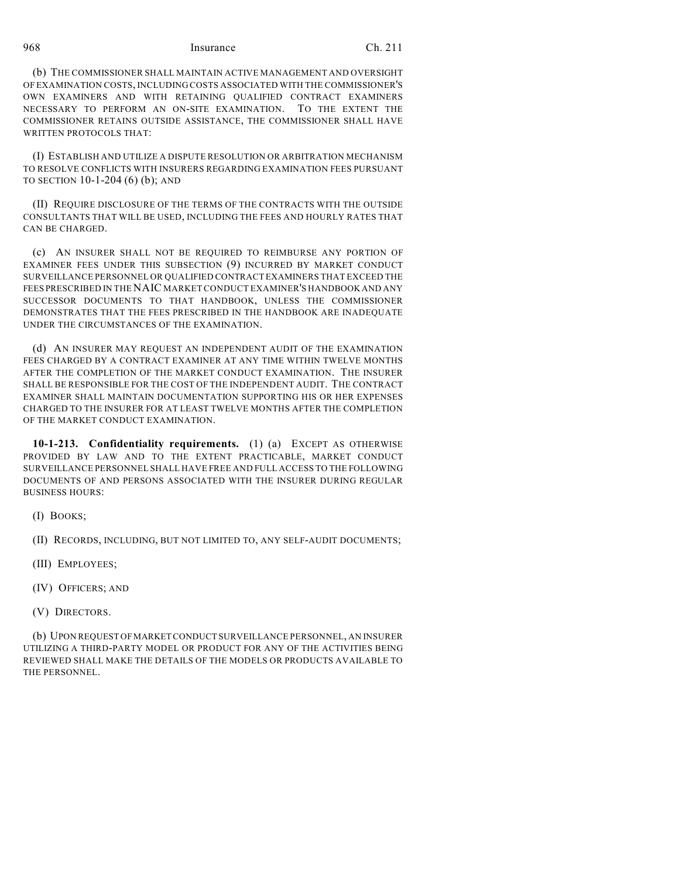(b) THE COMMISSIONER SHALL MAINTAIN ACTIVE MANAGEMENT AND OVERSIGHT OF EXAMINATION COSTS, INCLUDING COSTS ASSOCIATED WITH THE COMMISSIONER'S OWN EXAMINERS AND WITH RETAINING QUALIFIED CONTRACT EXAMINERS NECESSARY TO PERFORM AN ON-SITE EXAMINATION. TO THE EXTENT THE COMMISSIONER RETAINS OUTSIDE ASSISTANCE, THE COMMISSIONER SHALL HAVE WRITTEN PROTOCOLS THAT:

(I) ESTABLISH AND UTILIZE A DISPUTE RESOLUTION OR ARBITRATION MECHANISM TO RESOLVE CONFLICTS WITH INSURERS REGARDING EXAMINATION FEES PURSUANT TO SECTION 10-1-204 (6) (b); AND

(II) REQUIRE DISCLOSURE OF THE TERMS OF THE CONTRACTS WITH THE OUTSIDE CONSULTANTS THAT WILL BE USED, INCLUDING THE FEES AND HOURLY RATES THAT CAN BE CHARGED.

(c) AN INSURER SHALL NOT BE REQUIRED TO REIMBURSE ANY PORTION OF EXAMINER FEES UNDER THIS SUBSECTION (9) INCURRED BY MARKET CONDUCT SURVEILLANCE PERSONNEL OR QUALIFIED CONTRACT EXAMINERS THAT EXCEED THE FEES PRESCRIBED IN THE NAIC MARKET CONDUCT EXAMINER'S HANDBOOK AND ANY SUCCESSOR DOCUMENTS TO THAT HANDBOOK, UNLESS THE COMMISSIONER DEMONSTRATES THAT THE FEES PRESCRIBED IN THE HANDBOOK ARE INADEQUATE UNDER THE CIRCUMSTANCES OF THE EXAMINATION.

(d) AN INSURER MAY REQUEST AN INDEPENDENT AUDIT OF THE EXAMINATION FEES CHARGED BY A CONTRACT EXAMINER AT ANY TIME WITHIN TWELVE MONTHS AFTER THE COMPLETION OF THE MARKET CONDUCT EXAMINATION. THE INSURER SHALL BE RESPONSIBLE FOR THE COST OF THE INDEPENDENT AUDIT. THE CONTRACT EXAMINER SHALL MAINTAIN DOCUMENTATION SUPPORTING HIS OR HER EXPENSES CHARGED TO THE INSURER FOR AT LEAST TWELVE MONTHS AFTER THE COMPLETION OF THE MARKET CONDUCT EXAMINATION.

**10-1-213. Confidentiality requirements.** (1) (a) EXCEPT AS OTHERWISE PROVIDED BY LAW AND TO THE EXTENT PRACTICABLE, MARKET CONDUCT SURVEILLANCE PERSONNEL SHALL HAVE FREE AND FULL ACCESS TO THE FOLLOWING DOCUMENTS OF AND PERSONS ASSOCIATED WITH THE INSURER DURING REGULAR BUSINESS HOURS:

(I) BOOKS;

(II) RECORDS, INCLUDING, BUT NOT LIMITED TO, ANY SELF-AUDIT DOCUMENTS;

(III) EMPLOYEES;

(IV) OFFICERS; AND

(V) DIRECTORS.

(b) UPON REQUEST OF MARKET CONDUCT SURVEILLANCE PERSONNEL, AN INSURER UTILIZING A THIRD-PARTY MODEL OR PRODUCT FOR ANY OF THE ACTIVITIES BEING REVIEWED SHALL MAKE THE DETAILS OF THE MODELS OR PRODUCTS AVAILABLE TO THE PERSONNEL.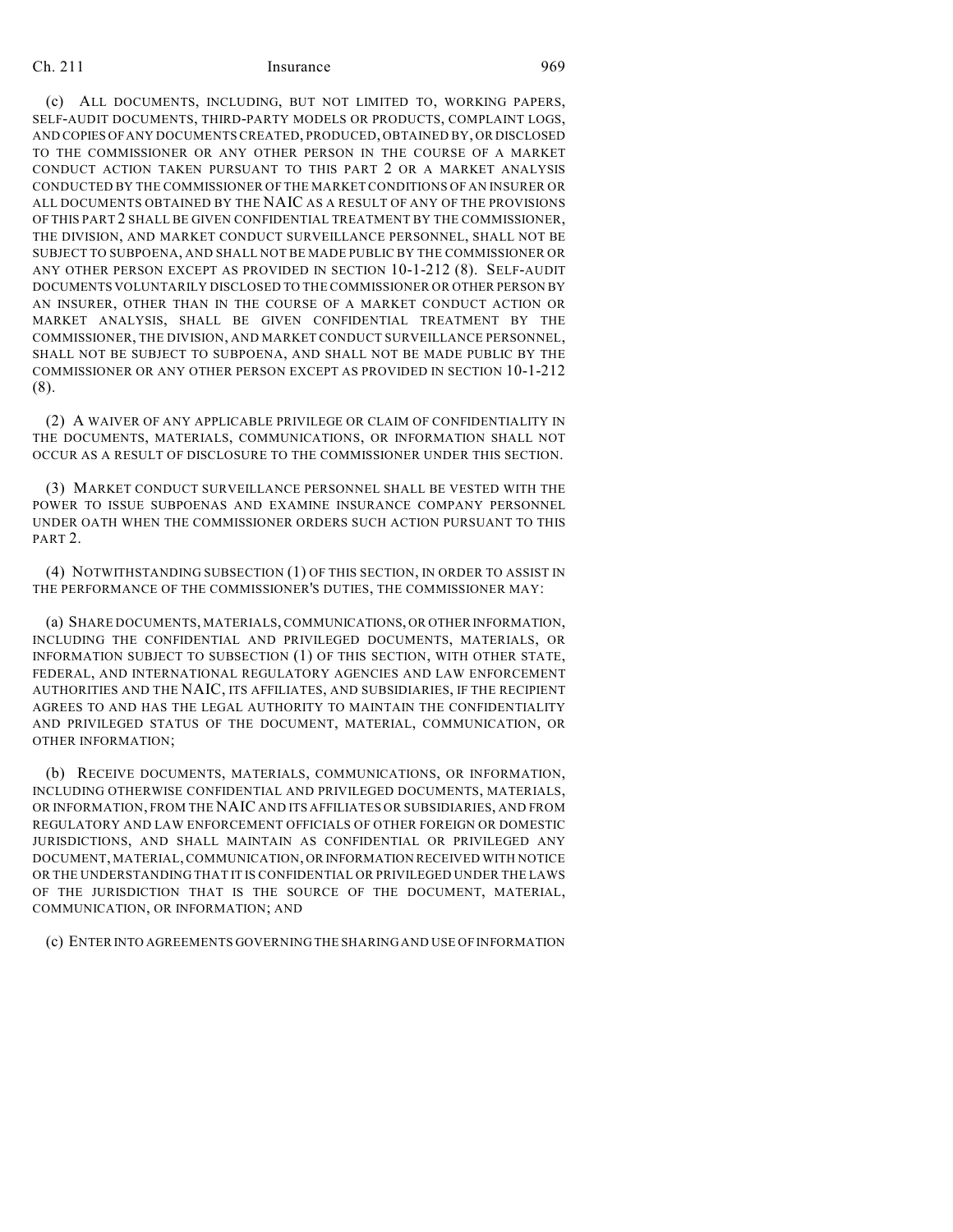(c) ALL DOCUMENTS, INCLUDING, BUT NOT LIMITED TO, WORKING PAPERS, SELF-AUDIT DOCUMENTS, THIRD-PARTY MODELS OR PRODUCTS, COMPLAINT LOGS, AND COPIES OF ANY DOCUMENTS CREATED, PRODUCED, OBTAINED BY, OR DISCLOSED TO THE COMMISSIONER OR ANY OTHER PERSON IN THE COURSE OF A MARKET CONDUCT ACTION TAKEN PURSUANT TO THIS PART 2 OR A MARKET ANALYSIS CONDUCTED BY THE COMMISSIONER OF THE MARKET CONDITIONS OF AN INSURER OR ALL DOCUMENTS OBTAINED BY THE NAIC AS A RESULT OF ANY OF THE PROVISIONS OF THIS PART 2 SHALL BE GIVEN CONFIDENTIAL TREATMENT BY THE COMMISSIONER, THE DIVISION, AND MARKET CONDUCT SURVEILLANCE PERSONNEL, SHALL NOT BE SUBJECT TO SUBPOENA, AND SHALL NOT BE MADE PUBLIC BY THE COMMISSIONER OR ANY OTHER PERSON EXCEPT AS PROVIDED IN SECTION 10-1-212 (8). SELF-AUDIT DOCUMENTS VOLUNTARILY DISCLOSED TO THE COMMISSIONER OR OTHER PERSON BY AN INSURER, OTHER THAN IN THE COURSE OF A MARKET CONDUCT ACTION OR MARKET ANALYSIS, SHALL BE GIVEN CONFIDENTIAL TREATMENT BY THE COMMISSIONER, THE DIVISION, AND MARKET CONDUCT SURVEILLANCE PERSONNEL, SHALL NOT BE SUBJECT TO SUBPOENA, AND SHALL NOT BE MADE PUBLIC BY THE COMMISSIONER OR ANY OTHER PERSON EXCEPT AS PROVIDED IN SECTION 10-1-212 (8).

(2) A WAIVER OF ANY APPLICABLE PRIVILEGE OR CLAIM OF CONFIDENTIALITY IN THE DOCUMENTS, MATERIALS, COMMUNICATIONS, OR INFORMATION SHALL NOT OCCUR AS A RESULT OF DISCLOSURE TO THE COMMISSIONER UNDER THIS SECTION.

(3) MARKET CONDUCT SURVEILLANCE PERSONNEL SHALL BE VESTED WITH THE POWER TO ISSUE SUBPOENAS AND EXAMINE INSURANCE COMPANY PERSONNEL UNDER OATH WHEN THE COMMISSIONER ORDERS SUCH ACTION PURSUANT TO THIS PART 2.

(4) NOTWITHSTANDING SUBSECTION (1) OF THIS SECTION, IN ORDER TO ASSIST IN THE PERFORMANCE OF THE COMMISSIONER'S DUTIES, THE COMMISSIONER MAY:

(a) SHARE DOCUMENTS, MATERIALS, COMMUNICATIONS, OR OTHER INFORMATION, INCLUDING THE CONFIDENTIAL AND PRIVILEGED DOCUMENTS, MATERIALS, OR INFORMATION SUBJECT TO SUBSECTION (1) OF THIS SECTION, WITH OTHER STATE, FEDERAL, AND INTERNATIONAL REGULATORY AGENCIES AND LAW ENFORCEMENT AUTHORITIES AND THE NAIC, ITS AFFILIATES, AND SUBSIDIARIES, IF THE RECIPIENT AGREES TO AND HAS THE LEGAL AUTHORITY TO MAINTAIN THE CONFIDENTIALITY AND PRIVILEGED STATUS OF THE DOCUMENT, MATERIAL, COMMUNICATION, OR OTHER INFORMATION;

(b) RECEIVE DOCUMENTS, MATERIALS, COMMUNICATIONS, OR INFORMATION, INCLUDING OTHERWISE CONFIDENTIAL AND PRIVILEGED DOCUMENTS, MATERIALS, OR INFORMATION, FROM THE NAIC AND ITS AFFILIATES OR SUBSIDIARIES, AND FROM REGULATORY AND LAW ENFORCEMENT OFFICIALS OF OTHER FOREIGN OR DOMESTIC JURISDICTIONS, AND SHALL MAINTAIN AS CONFIDENTIAL OR PRIVILEGED ANY DOCUMENT, MATERIAL, COMMUNICATION, OR INFORMATION RECEIVED WITH NOTICE OR THE UNDERSTANDING THAT IT IS CONFIDENTIAL OR PRIVILEGED UNDER THE LAWS OF THE JURISDICTION THAT IS THE SOURCE OF THE DOCUMENT, MATERIAL, COMMUNICATION, OR INFORMATION; AND

(c) ENTER INTO AGREEMENTS GOVERNING THE SHARING AND USE OF INFORMATION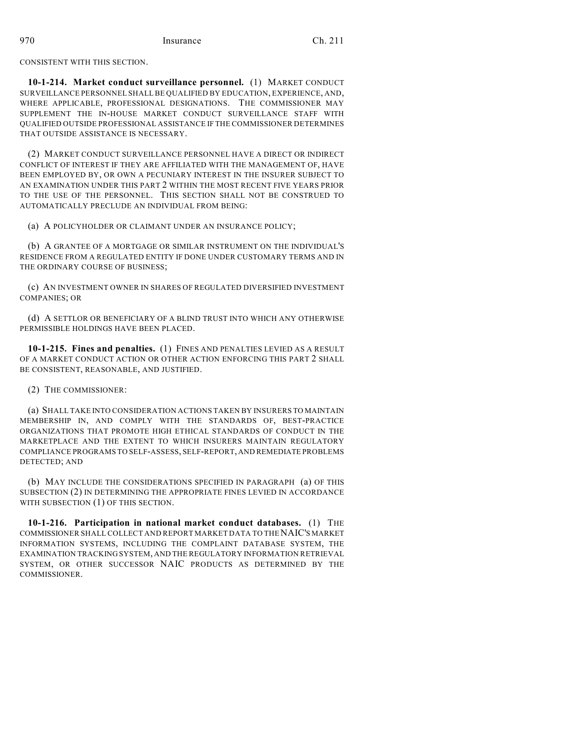CONSISTENT WITH THIS SECTION.

**10-1-214. Market conduct surveillance personnel.** (1) MARKET CONDUCT SURVEILLANCE PERSONNEL SHALL BE QUALIFIED BY EDUCATION, EXPERIENCE, AND, WHERE APPLICABLE, PROFESSIONAL DESIGNATIONS. THE COMMISSIONER MAY SUPPLEMENT THE IN-HOUSE MARKET CONDUCT SURVEILLANCE STAFF WITH QUALIFIED OUTSIDE PROFESSIONAL ASSISTANCE IF THE COMMISSIONER DETERMINES THAT OUTSIDE ASSISTANCE IS NECESSARY.

(2) MARKET CONDUCT SURVEILLANCE PERSONNEL HAVE A DIRECT OR INDIRECT CONFLICT OF INTEREST IF THEY ARE AFFILIATED WITH THE MANAGEMENT OF, HAVE BEEN EMPLOYED BY, OR OWN A PECUNIARY INTEREST IN THE INSURER SUBJECT TO AN EXAMINATION UNDER THIS PART 2 WITHIN THE MOST RECENT FIVE YEARS PRIOR TO THE USE OF THE PERSONNEL. THIS SECTION SHALL NOT BE CONSTRUED TO AUTOMATICALLY PRECLUDE AN INDIVIDUAL FROM BEING:

(a) A POLICYHOLDER OR CLAIMANT UNDER AN INSURANCE POLICY;

(b) A GRANTEE OF A MORTGAGE OR SIMILAR INSTRUMENT ON THE INDIVIDUAL'S RESIDENCE FROM A REGULATED ENTITY IF DONE UNDER CUSTOMARY TERMS AND IN THE ORDINARY COURSE OF BUSINESS;

(c) AN INVESTMENT OWNER IN SHARES OF REGULATED DIVERSIFIED INVESTMENT COMPANIES; OR

(d) A SETTLOR OR BENEFICIARY OF A BLIND TRUST INTO WHICH ANY OTHERWISE PERMISSIBLE HOLDINGS HAVE BEEN PLACED.

**10-1-215. Fines and penalties.** (1) FINES AND PENALTIES LEVIED AS A RESULT OF A MARKET CONDUCT ACTION OR OTHER ACTION ENFORCING THIS PART 2 SHALL BE CONSISTENT, REASONABLE, AND JUSTIFIED.

(2) THE COMMISSIONER:

(a) SHALL TAKE INTO CONSIDERATION ACTIONS TAKEN BY INSURERS TO MAINTAIN MEMBERSHIP IN, AND COMPLY WITH THE STANDARDS OF, BEST-PRACTICE ORGANIZATIONS THAT PROMOTE HIGH ETHICAL STANDARDS OF CONDUCT IN THE MARKETPLACE AND THE EXTENT TO WHICH INSURERS MAINTAIN REGULATORY COMPLIANCE PROGRAMS TO SELF-ASSESS, SELF-REPORT, AND REMEDIATE PROBLEMS DETECTED; AND

(b) MAY INCLUDE THE CONSIDERATIONS SPECIFIED IN PARAGRAPH (a) OF THIS SUBSECTION (2) IN DETERMINING THE APPROPRIATE FINES LEVIED IN ACCORDANCE WITH SUBSECTION (1) OF THIS SECTION.

**10-1-216. Participation in national market conduct databases.** (1) THE COMMISSIONER SHALL COLLECT AND REPORT MARKET DATA TO THE NAIC'S MARKET INFORMATION SYSTEMS, INCLUDING THE COMPLAINT DATABASE SYSTEM, THE EXAMINATION TRACKING SYSTEM, AND THE REGULATORY INFORMATION RETRIEVAL SYSTEM, OR OTHER SUCCESSOR NAIC PRODUCTS AS DETERMINED BY THE COMMISSIONER.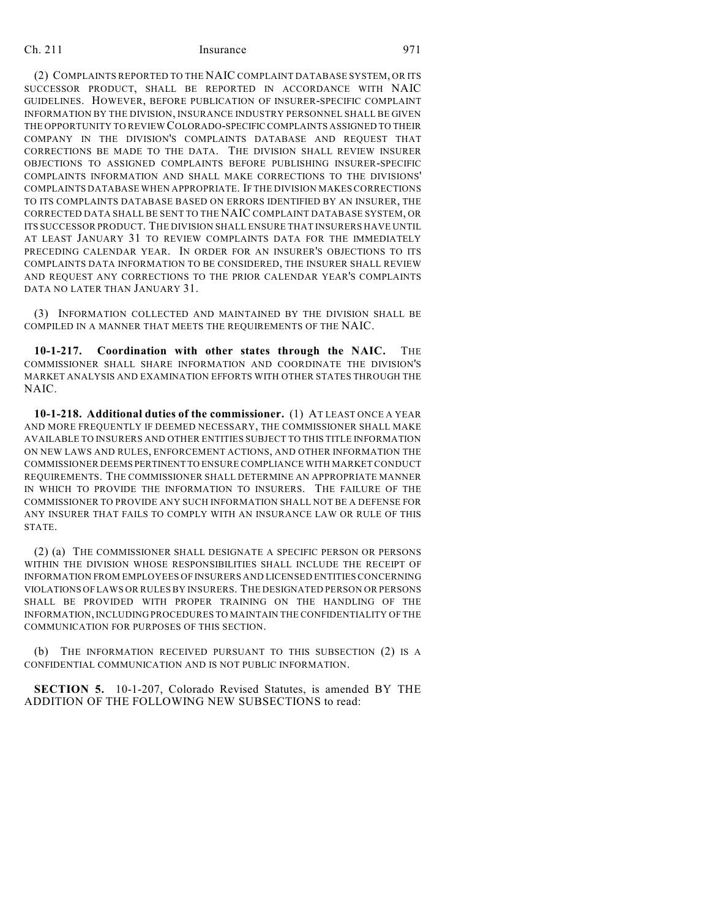(2) COMPLAINTS REPORTED TO THE NAIC COMPLAINT DATABASE SYSTEM, OR ITS SUCCESSOR PRODUCT, SHALL BE REPORTED IN ACCORDANCE WITH NAIC GUIDELINES. HOWEVER, BEFORE PUBLICATION OF INSURER-SPECIFIC COMPLAINT INFORMATION BY THE DIVISION, INSURANCE INDUSTRY PERSONNEL SHALL BE GIVEN THE OPPORTUNITY TO REVIEW COLORADO-SPECIFIC COMPLAINTS ASSIGNED TO THEIR COMPANY IN THE DIVISION'S COMPLAINTS DATABASE AND REQUEST THAT CORRECTIONS BE MADE TO THE DATA. THE DIVISION SHALL REVIEW INSURER OBJECTIONS TO ASSIGNED COMPLAINTS BEFORE PUBLISHING INSURER-SPECIFIC COMPLAINTS INFORMATION AND SHALL MAKE CORRECTIONS TO THE DIVISIONS' COMPLAINTS DATABASE WHEN APPROPRIATE. IF THE DIVISION MAKES CORRECTIONS TO ITS COMPLAINTS DATABASE BASED ON ERRORS IDENTIFIED BY AN INSURER, THE CORRECTED DATA SHALL BE SENT TO THE NAIC COMPLAINT DATABASE SYSTEM, OR ITS SUCCESSOR PRODUCT. THE DIVISION SHALL ENSURE THAT INSURERS HAVE UNTIL AT LEAST JANUARY 31 TO REVIEW COMPLAINTS DATA FOR THE IMMEDIATELY PRECEDING CALENDAR YEAR. IN ORDER FOR AN INSURER'S OBJECTIONS TO ITS COMPLAINTS DATA INFORMATION TO BE CONSIDERED, THE INSURER SHALL REVIEW AND REQUEST ANY CORRECTIONS TO THE PRIOR CALENDAR YEAR'S COMPLAINTS DATA NO LATER THAN JANUARY 31.

(3) INFORMATION COLLECTED AND MAINTAINED BY THE DIVISION SHALL BE COMPILED IN A MANNER THAT MEETS THE REQUIREMENTS OF THE NAIC.

**10-1-217. Coordination with other states through the NAIC.** THE COMMISSIONER SHALL SHARE INFORMATION AND COORDINATE THE DIVISION'S MARKET ANALYSIS AND EXAMINATION EFFORTS WITH OTHER STATES THROUGH THE NAIC.

**10-1-218. Additional duties of the commissioner.** (1) AT LEAST ONCE A YEAR AND MORE FREQUENTLY IF DEEMED NECESSARY, THE COMMISSIONER SHALL MAKE AVAILABLE TO INSURERS AND OTHER ENTITIES SUBJECT TO THIS TITLE INFORMATION ON NEW LAWS AND RULES, ENFORCEMENT ACTIONS, AND OTHER INFORMATION THE COMMISSIONER DEEMS PERTINENT TO ENSURE COMPLIANCE WITH MARKET CONDUCT REQUIREMENTS. THE COMMISSIONER SHALL DETERMINE AN APPROPRIATE MANNER IN WHICH TO PROVIDE THE INFORMATION TO INSURERS. THE FAILURE OF THE COMMISSIONER TO PROVIDE ANY SUCH INFORMATION SHALL NOT BE A DEFENSE FOR ANY INSURER THAT FAILS TO COMPLY WITH AN INSURANCE LAW OR RULE OF THIS STATE.

(2) (a) THE COMMISSIONER SHALL DESIGNATE A SPECIFIC PERSON OR PERSONS WITHIN THE DIVISION WHOSE RESPONSIBILITIES SHALL INCLUDE THE RECEIPT OF INFORMATION FROM EMPLOYEES OF INSURERS AND LICENSED ENTITIES CONCERNING VIOLATIONS OF LAWS OR RULES BY INSURERS. THE DESIGNATED PERSON OR PERSONS SHALL BE PROVIDED WITH PROPER TRAINING ON THE HANDLING OF THE INFORMATION, INCLUDING PROCEDURES TO MAINTAIN THE CONFIDENTIALITY OF THE COMMUNICATION FOR PURPOSES OF THIS SECTION.

(b) THE INFORMATION RECEIVED PURSUANT TO THIS SUBSECTION (2) IS A CONFIDENTIAL COMMUNICATION AND IS NOT PUBLIC INFORMATION.

**SECTION 5.** 10-1-207, Colorado Revised Statutes, is amended BY THE ADDITION OF THE FOLLOWING NEW SUBSECTIONS to read: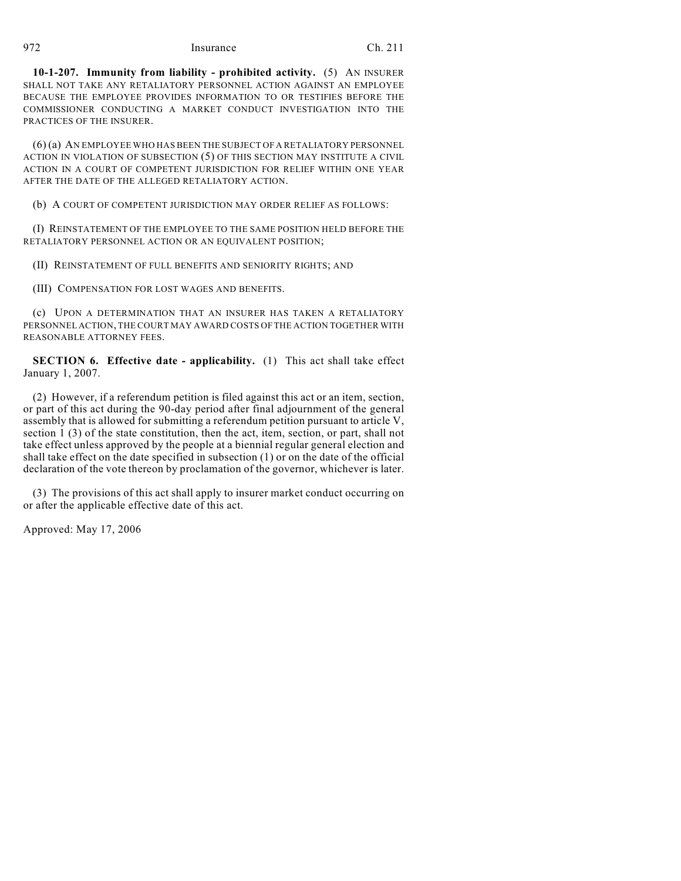**10-1-207. Immunity from liability - prohibited activity.** (5) AN INSURER SHALL NOT TAKE ANY RETALIATORY PERSONNEL ACTION AGAINST AN EMPLOYEE BECAUSE THE EMPLOYEE PROVIDES INFORMATION TO OR TESTIFIES BEFORE THE COMMISSIONER CONDUCTING A MARKET CONDUCT INVESTIGATION INTO THE PRACTICES OF THE INSURER.

(6) (a) AN EMPLOYEE WHO HAS BEEN THE SUBJECT OF A RETALIATORY PERSONNEL ACTION IN VIOLATION OF SUBSECTION (5) OF THIS SECTION MAY INSTITUTE A CIVIL ACTION IN A COURT OF COMPETENT JURISDICTION FOR RELIEF WITHIN ONE YEAR AFTER THE DATE OF THE ALLEGED RETALIATORY ACTION.

(b) A COURT OF COMPETENT JURISDICTION MAY ORDER RELIEF AS FOLLOWS:

(I) REINSTATEMENT OF THE EMPLOYEE TO THE SAME POSITION HELD BEFORE THE RETALIATORY PERSONNEL ACTION OR AN EQUIVALENT POSITION;

(II) REINSTATEMENT OF FULL BENEFITS AND SENIORITY RIGHTS; AND

(III) COMPENSATION FOR LOST WAGES AND BENEFITS.

(c) UPON A DETERMINATION THAT AN INSURER HAS TAKEN A RETALIATORY PERSONNEL ACTION, THE COURT MAY AWARD COSTS OF THE ACTION TOGETHER WITH REASONABLE ATTORNEY FEES.

**SECTION 6. Effective date - applicability.** (1) This act shall take effect January 1, 2007.

(2) However, if a referendum petition is filed against this act or an item, section, or part of this act during the 90-day period after final adjournment of the general assembly that is allowed for submitting a referendum petition pursuant to article V, section 1 (3) of the state constitution, then the act, item, section, or part, shall not take effect unless approved by the people at a biennial regular general election and shall take effect on the date specified in subsection (1) or on the date of the official declaration of the vote thereon by proclamation of the governor, whichever is later.

(3) The provisions of this act shall apply to insurer market conduct occurring on or after the applicable effective date of this act.

Approved: May 17, 2006